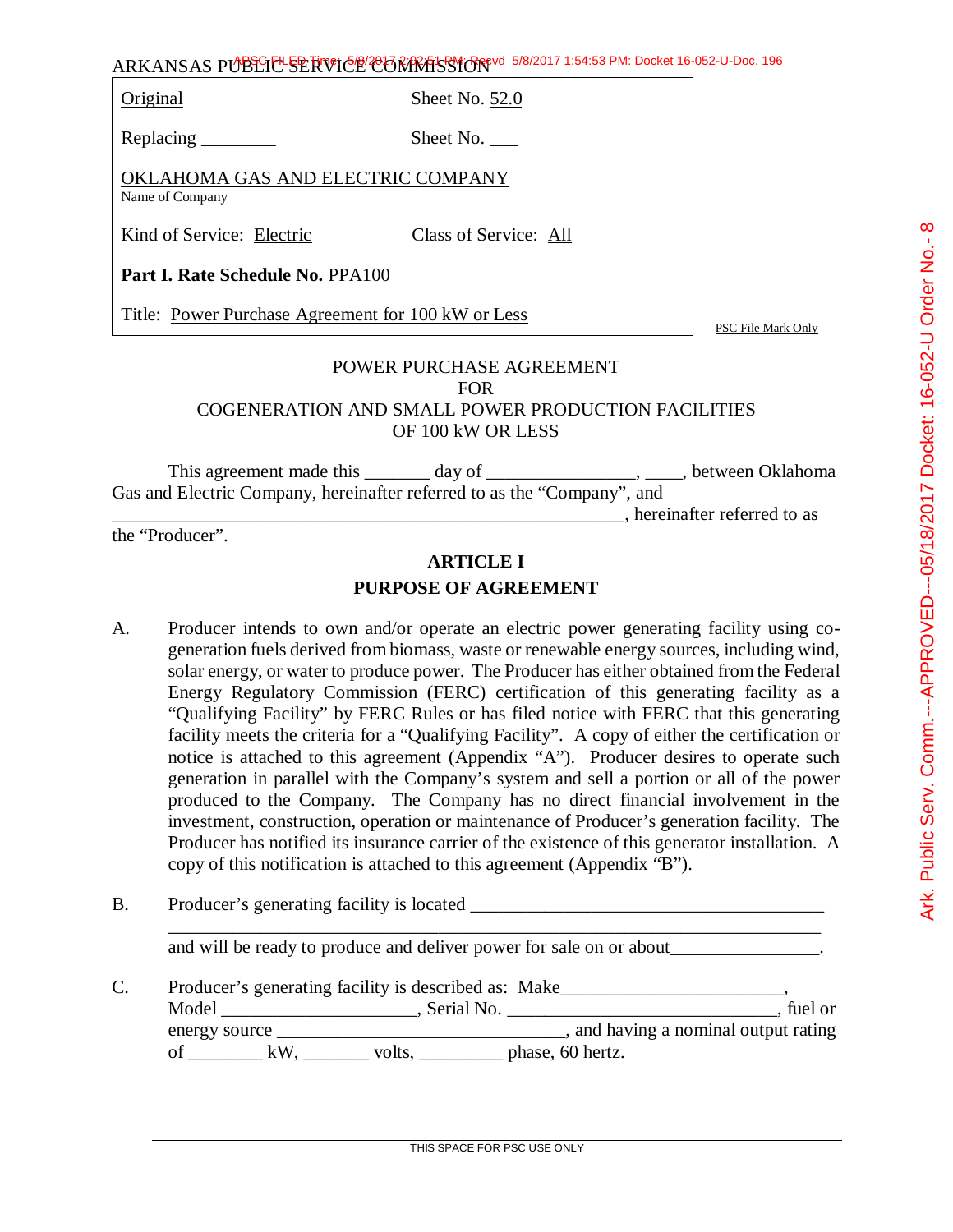ARKANSAS PUBLIC SERVICE COMMISSION

| | |
|---|---|
| Original | Sheet No. 52.0 |
| Replacing ________ | Sheet No. ___ |
| OKLAHOMA GAS AND ELECTRIC COMPANY<br>Name of Company | |
| Kind of Service: Electric | Class of Service: All |
| **Part I. Rate Schedule No.** PPA100 | |
| Title: Power Purchase Agreement for 100 kW or Less | |

PSC File Mark Only

POWER PURCHASE AGREEMENT
FOR
COGENERATION AND SMALL POWER PRODUCTION FACILITIES
OF 100 kW OR LESS

This agreement made this _______ day of ________________, ____, between Oklahoma Gas and Electric Company, hereinafter referred to as the "Company", and ___________________________________________________________, hereinafter referred to as the "Producer".

## ARTICLE I
## PURPOSE OF AGREEMENT

A. Producer intends to own and/or operate an electric power generating facility using co-generation fuels derived from biomass, waste or renewable energy sources, including wind, solar energy, or water to produce power. The Producer has either obtained from the Federal Energy Regulatory Commission (FERC) certification of this generating facility as a "Qualifying Facility" by FERC Rules or has filed notice with FERC that this generating facility meets the criteria for a "Qualifying Facility". A copy of either the certification or notice is attached to this agreement (Appendix "A"). Producer desires to operate such generation in parallel with the Company's system and sell a portion or all of the power produced to the Company. The Company has no direct financial involvement in the investment, construction, operation or maintenance of Producer's generation facility. The Producer has notified its insurance carrier of the existence of this generator installation. A copy of this notification is attached to this agreement (Appendix "B").

B. Producer's generating facility is located ______________________________________ ________________________________________________________________ and will be ready to produce and deliver power for sale on or about________________.

C. Producer's generating facility is described as: Make________________________, Model _____________________, Serial No. ____________________________, fuel or energy source _______________________________, and having a nominal output rating of ________ kW, _______ volts, _________ phase, 60 hertz.

THIS SPACE FOR PSC USE ONLY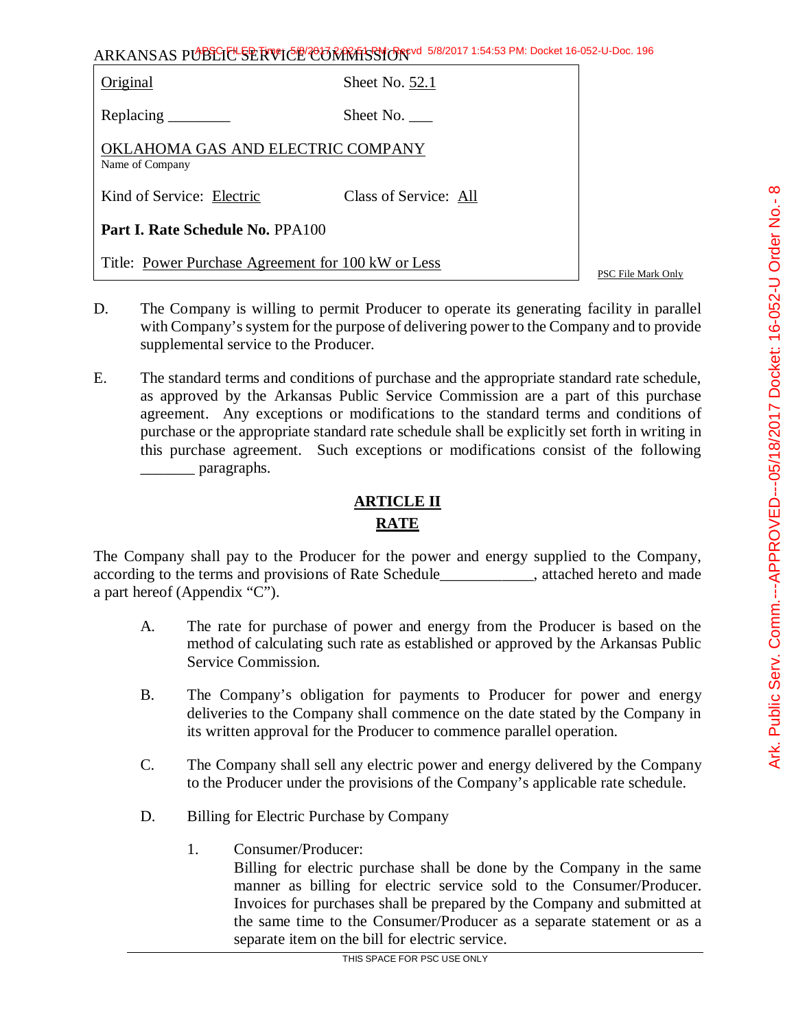| Original | Sheet No. 52.1 |
|---|---|
| Replacing ________ | Sheet No. ___ |
| OKLAHOMA GAS AND ELECTRIC COMPANY<br>Name of Company | |
| Kind of Service: Electric | Class of Service: All |
| **Part I. Rate Schedule No.** PPA100 | |
| Title: Power Purchase Agreement for 100 kW or Less | |

PSC File Mark Only

D. The Company is willing to permit Producer to operate its generating facility in parallel with Company's system for the purpose of delivering power to the Company and to provide supplemental service to the Producer.

E. The standard terms and conditions of purchase and the appropriate standard rate schedule, as approved by the Arkansas Public Service Commission are a part of this purchase agreement. Any exceptions or modifications to the standard terms and conditions of purchase or the appropriate standard rate schedule shall be explicitly set forth in writing in this purchase agreement. Such exceptions or modifications consist of the following _______ paragraphs.

## ARTICLE II
## RATE

The Company shall pay to the Producer for the power and energy supplied to the Company, according to the terms and provisions of Rate Schedule____________, attached hereto and made a part hereof (Appendix "C").

A. The rate for purchase of power and energy from the Producer is based on the method of calculating such rate as established or approved by the Arkansas Public Service Commission.

B. The Company's obligation for payments to Producer for power and energy deliveries to the Company shall commence on the date stated by the Company in its written approval for the Producer to commence parallel operation.

C. The Company shall sell any electric power and energy delivered by the Company to the Producer under the provisions of the Company's applicable rate schedule.

D. Billing for Electric Purchase by Company

1. Consumer/Producer:
Billing for electric purchase shall be done by the Company in the same manner as billing for electric service sold to the Consumer/Producer. Invoices for purchases shall be prepared by the Company and submitted at the same time to the Consumer/Producer as a separate statement or as a separate item on the bill for electric service.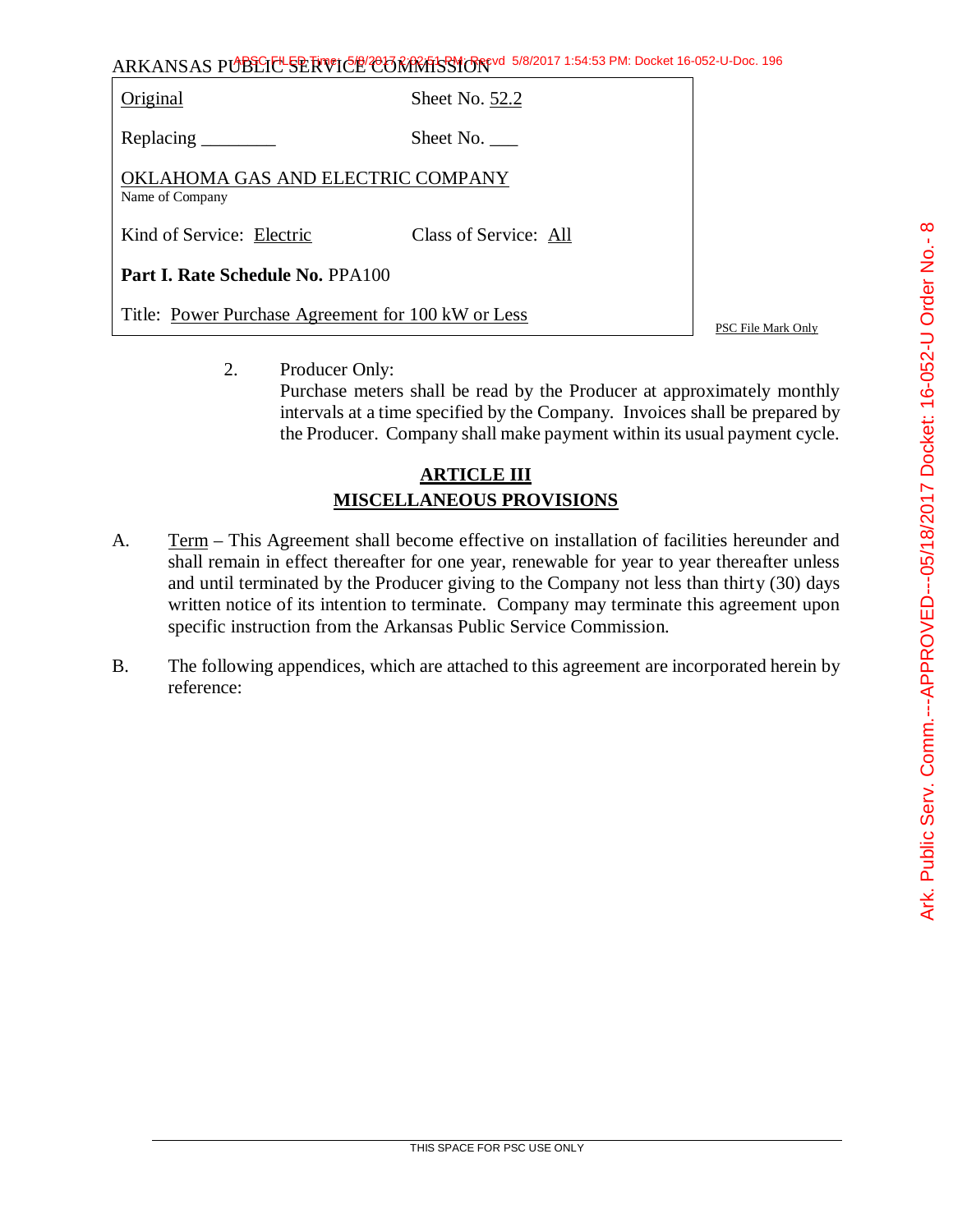ARKANSAS PUBLIC SERVICE COMMISSION

| Original | Sheet No. 52.2 |
|---|---|
| Replacing ________ | Sheet No. ___ |
| OKLAHOMA GAS AND ELECTRIC COMPANY<br>Name of Company | |
| Kind of Service: Electric | Class of Service: All |
| **Part I. Rate Schedule No.** PPA100 | |
| Title: Power Purchase Agreement for 100 kW or Less | |

PSC File Mark Only

2. Producer Only:
   Purchase meters shall be read by the Producer at approximately monthly intervals at a time specified by the Company. Invoices shall be prepared by the Producer. Company shall make payment within its usual payment cycle.

## ARTICLE III
## MISCELLANEOUS PROVISIONS

A. Term – This Agreement shall become effective on installation of facilities hereunder and shall remain in effect thereafter for one year, renewable for year to year thereafter unless and until terminated by the Producer giving to the Company not less than thirty (30) days written notice of its intention to terminate. Company may terminate this agreement upon specific instruction from the Arkansas Public Service Commission.

B. The following appendices, which are attached to this agreement are incorporated herein by reference:

THIS SPACE FOR PSC USE ONLY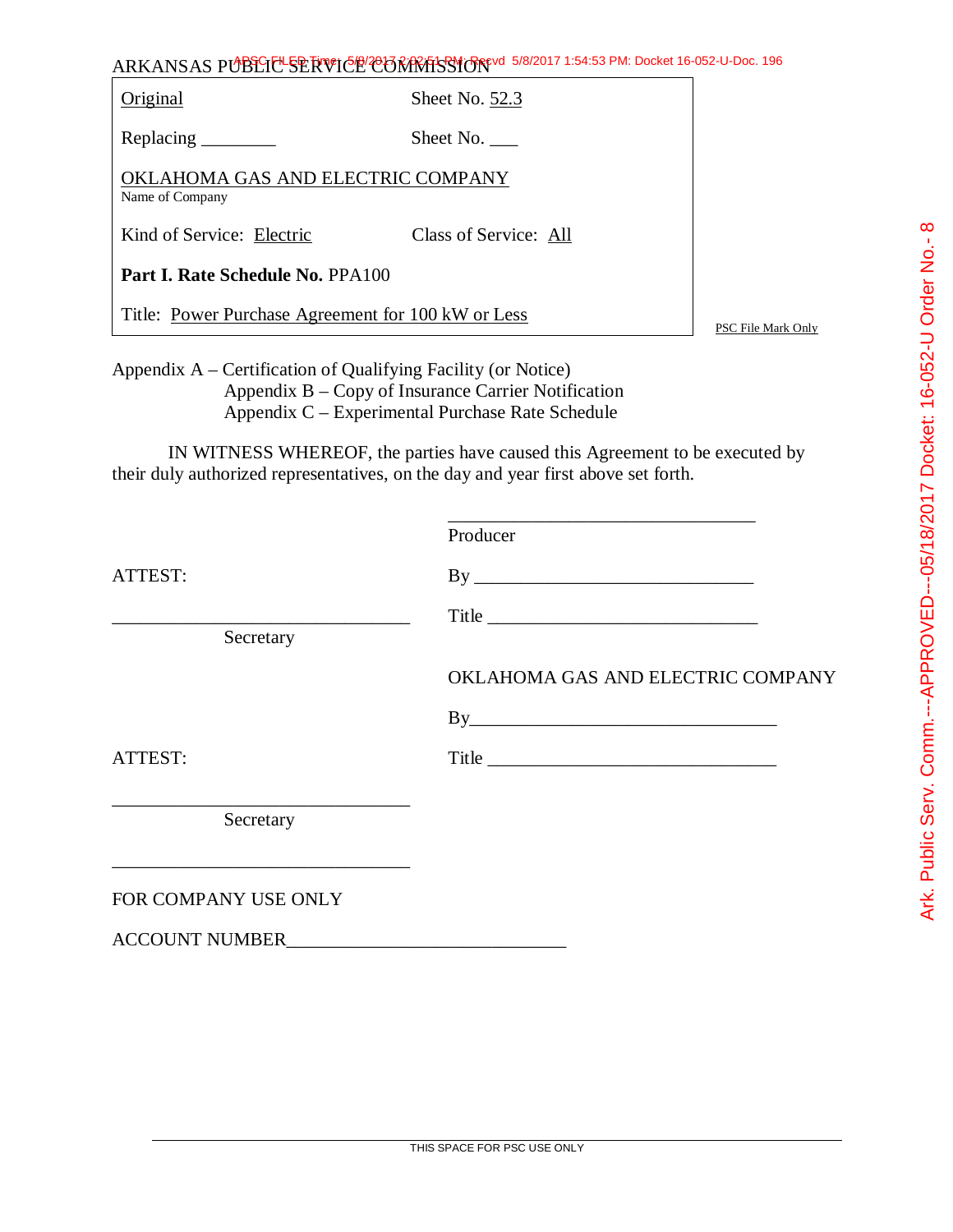ARKANSAS PUBLIC SERVICE COMMISSION

| | |
|---|---|
| Original | Sheet No. 52.3 |
| Replacing ________ | Sheet No. ___ |
| OKLAHOMA GAS AND ELECTRIC COMPANY<br>Name of Company | |
| Kind of Service: Electric | Class of Service: All |
| **Part I. Rate Schedule No.** PPA100 | |
| Title: Power Purchase Agreement for 100 kW or Less | |

PSC File Mark Only

Appendix A – Certification of Qualifying Facility (or Notice)
Appendix B – Copy of Insurance Carrier Notification
Appendix C – Experimental Purchase Rate Schedule

IN WITNESS WHEREOF, the parties have caused this Agreement to be executed by their duly authorized representatives, on the day and year first above set forth.

_________________________________
Producer

ATTEST:

By _____________________________

_________________________________
Secretary

Title ____________________________

OKLAHOMA GAS AND ELECTRIC COMPANY

By_________________________________

ATTEST:

Title _______________________________

_________________________________
Secretary

_________________________________

FOR COMPANY USE ONLY

ACCOUNT NUMBER_____________________________

THIS SPACE FOR PSC USE ONLY